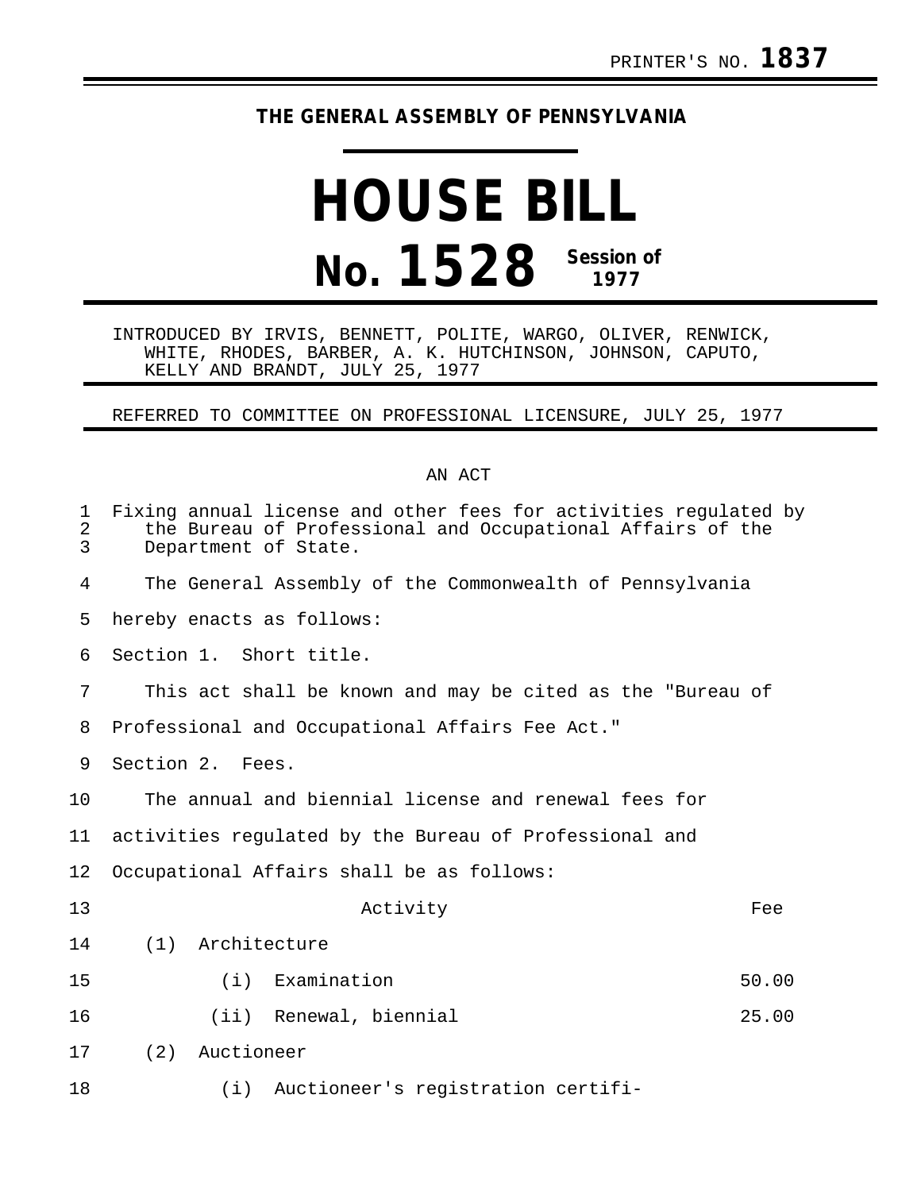PRINTER'S NO. **1837**

**THE GENERAL ASSEMBLY OF PENNSYLVANIA**

# HOUSE BILL

# No. 1528 Session of 1977

INTRODUCED BY IRVIS, BENNETT, POLITE, WARGO, OLIVER, RENWICK, WHITE, RHODES, BARBER, A. K. HUTCHINSON, JOHNSON, CAPUTO, KELLY AND BRANDT, JULY 25, 1977

REFERRED TO COMMITTEE ON PROFESSIONAL LICENSURE, JULY 25, 1977

AN ACT

Fixing annual license and other fees for activities regulated by the Bureau of Professional and Occupational Affairs of the Department of State.

The General Assembly of the Commonwealth of Pennsylvania hereby enacts as follows:

Section 1. Short title.

This act shall be known and may be cited as the "Bureau of Professional and Occupational Affairs Fee Act."

Section 2. Fees.

The annual and biennial license and renewal fees for activities regulated by the Bureau of Professional and Occupational Affairs shall be as follows:

| Activity | Fee |
|---|---|
| (1) Architecture | |
| (i) Examination | 50.00 |
| (ii) Renewal, biennial | 25.00 |
| (2) Auctioneer | |
| (i) Auctioneer's registration certifi- | |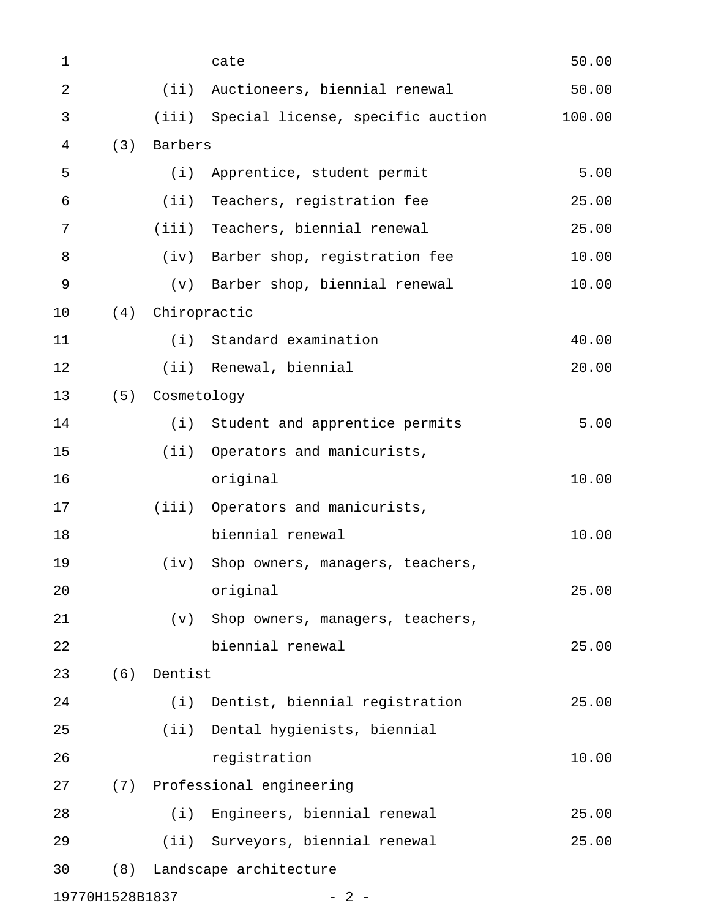cate 50.00

(ii) Auctioneers, biennial renewal 50.00

(iii) Special license, specific auction 100.00

(3) Barbers

(i) Apprentice, student permit 5.00

(ii) Teachers, registration fee 25.00

(iii) Teachers, biennial renewal 25.00

(iv) Barber shop, registration fee 10.00

(v) Barber shop, biennial renewal 10.00

(4) Chiropractic

(i) Standard examination 40.00

(ii) Renewal, biennial 20.00

(5) Cosmetology

(i) Student and apprentice permits 5.00

(ii) Operators and manicurists, original 10.00

(iii) Operators and manicurists, biennial renewal 10.00

(iv) Shop owners, managers, teachers, original 25.00

(v) Shop owners, managers, teachers, biennial renewal 25.00

(6) Dentist

(i) Dentist, biennial registration 25.00

(ii) Dental hygienists, biennial registration 10.00

(7) Professional engineering

(i) Engineers, biennial renewal 25.00

(ii) Surveyors, biennial renewal 25.00

(8) Landscape architecture

19770H1528B1837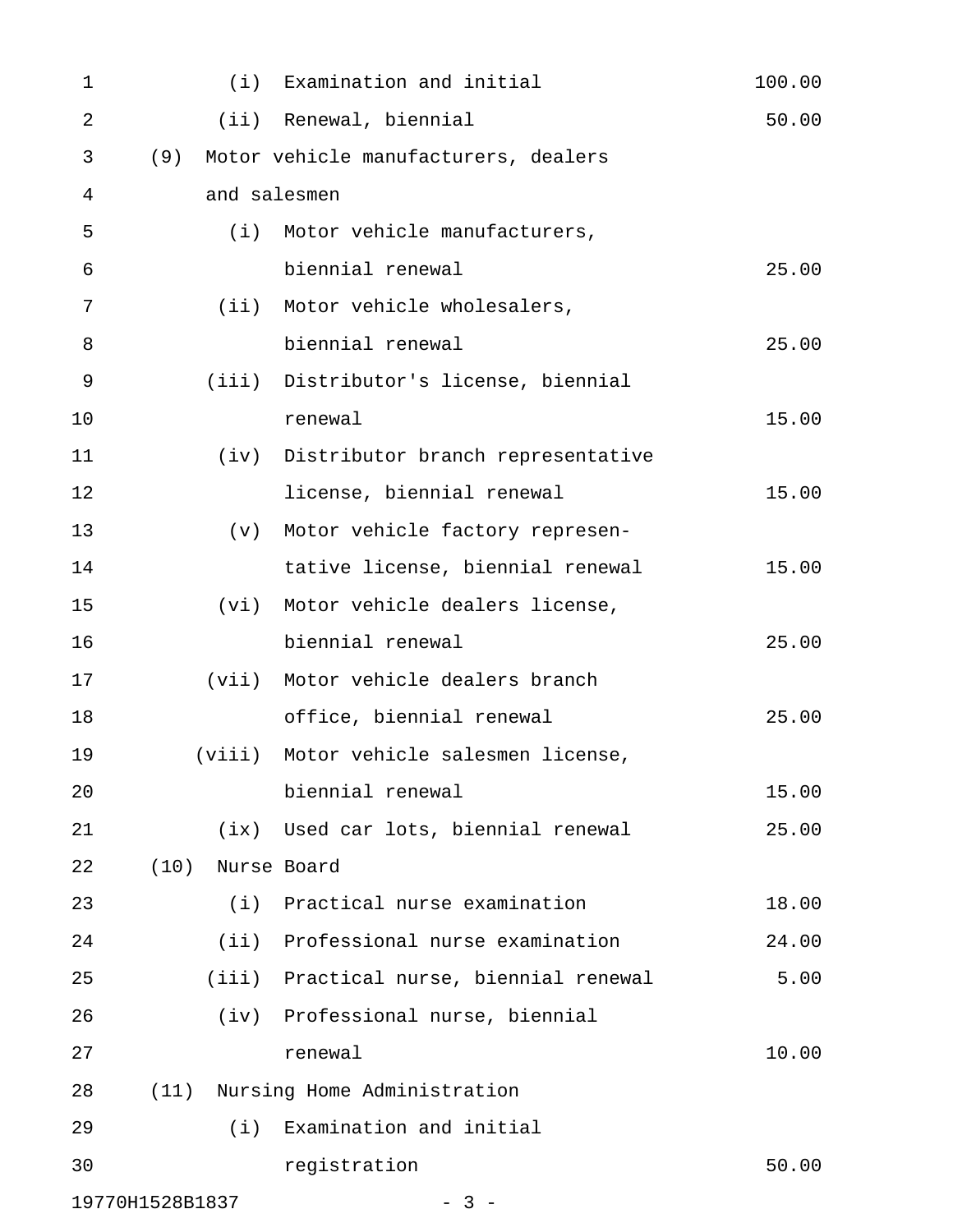(i) Examination and initial 100.00

(ii) Renewal, biennial 50.00

(9) Motor vehicle manufacturers, dealers and salesmen

(i) Motor vehicle manufacturers, biennial renewal 25.00

(ii) Motor vehicle wholesalers, biennial renewal 25.00

(iii) Distributor's license, biennial renewal 15.00

(iv) Distributor branch representative license, biennial renewal 15.00

(v) Motor vehicle factory representative license, biennial renewal 15.00

(vi) Motor vehicle dealers license, biennial renewal 25.00

(vii) Motor vehicle dealers branch office, biennial renewal 25.00

(viii) Motor vehicle salesmen license, biennial renewal 15.00

(ix) Used car lots, biennial renewal 25.00

(10) Nurse Board

(i) Practical nurse examination 18.00

(ii) Professional nurse examination 24.00

(iii) Practical nurse, biennial renewal 5.00

(iv) Professional nurse, biennial renewal 10.00

(11) Nursing Home Administration

(i) Examination and initial registration 50.00

19770H1528B1837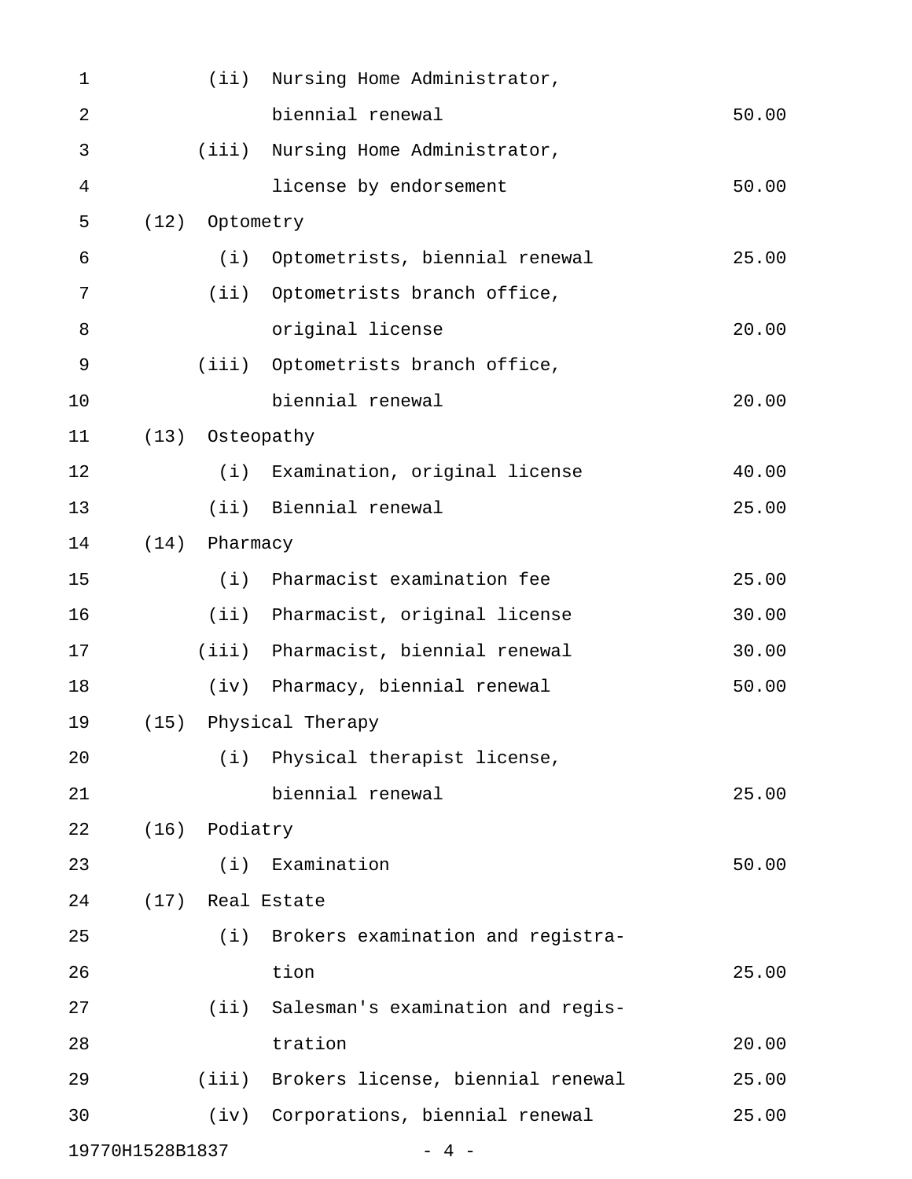(ii) Nursing Home Administrator, biennial renewal 50.00

(iii) Nursing Home Administrator, license by endorsement 50.00

(12) Optometry

(i) Optometrists, biennial renewal 25.00

(ii) Optometrists branch office, original license 20.00

(iii) Optometrists branch office, biennial renewal 20.00

(13) Osteopathy

(i) Examination, original license 40.00

(ii) Biennial renewal 25.00

(14) Pharmacy

(i) Pharmacist examination fee 25.00

(ii) Pharmacist, original license 30.00

(iii) Pharmacist, biennial renewal 30.00

(iv) Pharmacy, biennial renewal 50.00

(15) Physical Therapy

(i) Physical therapist license, biennial renewal 25.00

(16) Podiatry

(i) Examination 50.00

(17) Real Estate

(i) Brokers examination and registration 25.00

(ii) Salesman's examination and registration 20.00

(iii) Brokers license, biennial renewal 25.00

(iv) Corporations, biennial renewal 25.00

19770H1528B1837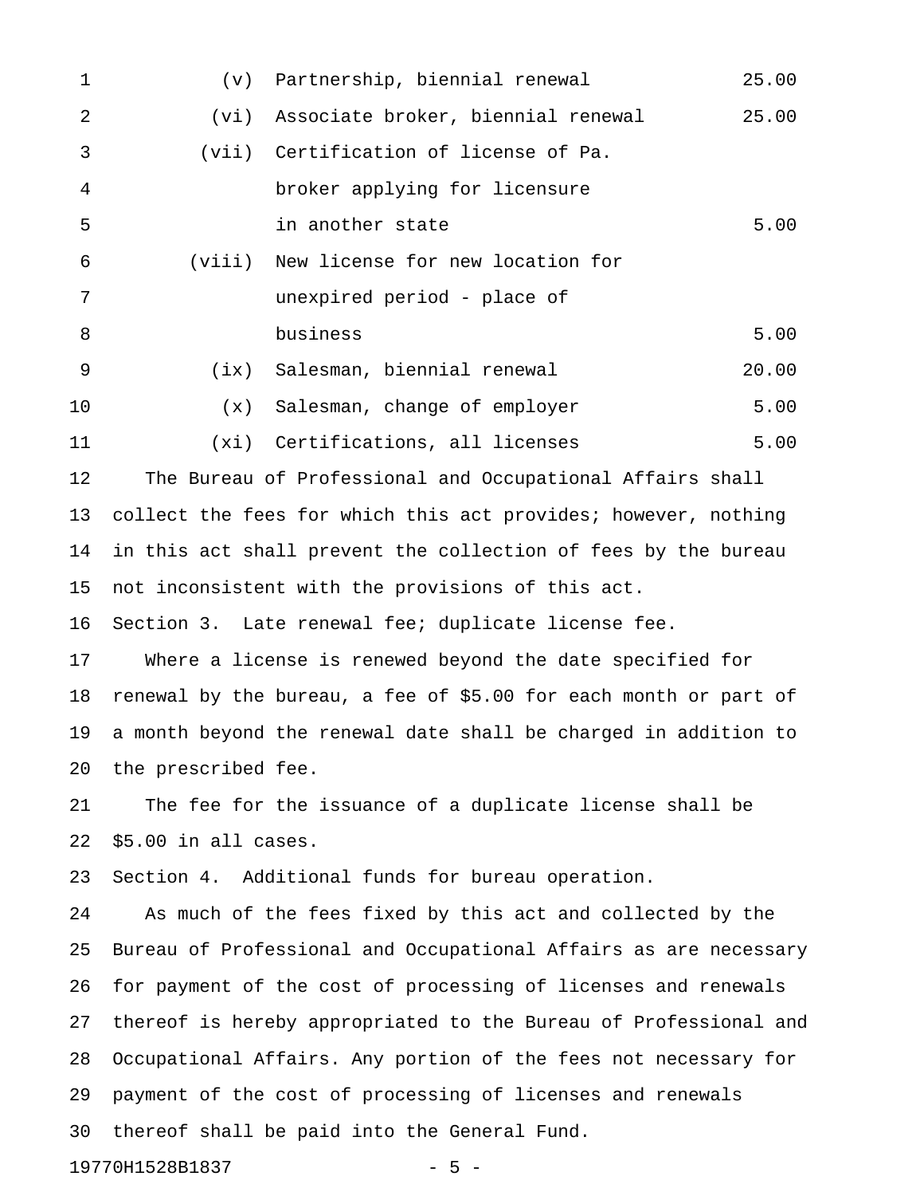| | | |
|---|---|---|
| (v) | Partnership, biennial renewal | 25.00 |
| (vi) | Associate broker, biennial renewal | 25.00 |
| (vii) | Certification of license of Pa. broker applying for licensure in another state | 5.00 |
| (viii) | New license for new location for unexpired period - place of business | 5.00 |
| (ix) | Salesman, biennial renewal | 20.00 |
| (x) | Salesman, change of employer | 5.00 |
| (xi) | Certifications, all licenses | 5.00 |

The Bureau of Professional and Occupational Affairs shall collect the fees for which this act provides; however, nothing in this act shall prevent the collection of fees by the bureau not inconsistent with the provisions of this act.

Section 3. Late renewal fee; duplicate license fee.

Where a license is renewed beyond the date specified for renewal by the bureau, a fee of $5.00 for each month or part of a month beyond the renewal date shall be charged in addition to the prescribed fee.

The fee for the issuance of a duplicate license shall be $5.00 in all cases.

Section 4. Additional funds for bureau operation.

As much of the fees fixed by this act and collected by the Bureau of Professional and Occupational Affairs as are necessary for payment of the cost of processing of licenses and renewals thereof is hereby appropriated to the Bureau of Professional and Occupational Affairs. Any portion of the fees not necessary for payment of the cost of processing of licenses and renewals thereof shall be paid into the General Fund.

19770H1528B1837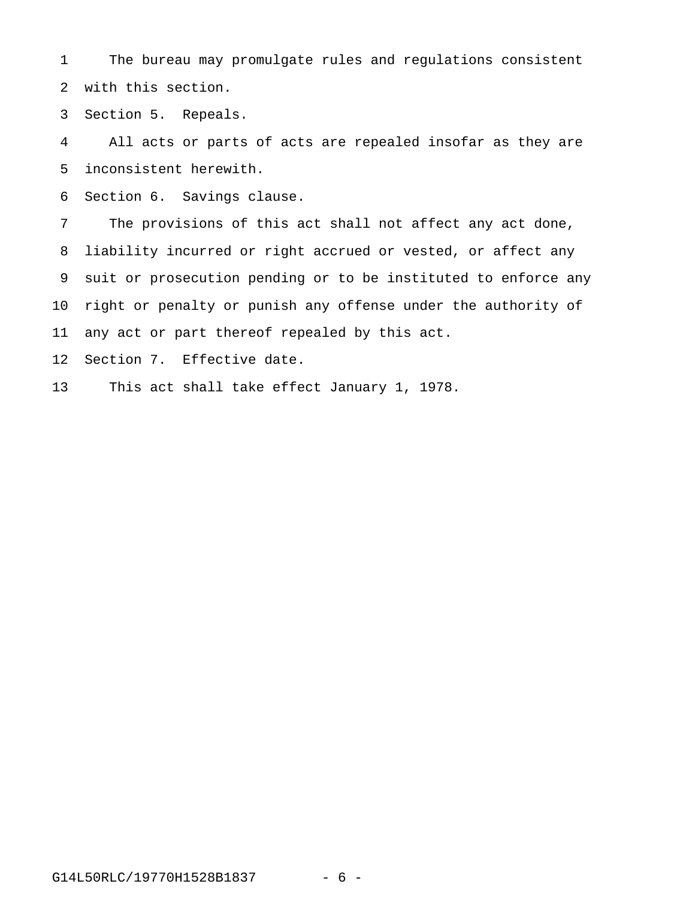The bureau may promulgate rules and regulations consistent with this section.

Section 5. Repeals.

All acts or parts of acts are repealed insofar as they are inconsistent herewith.

Section 6. Savings clause.

The provisions of this act shall not affect any act done, liability incurred or right accrued or vested, or affect any suit or prosecution pending or to be instituted to enforce any right or penalty or punish any offense under the authority of any act or part thereof repealed by this act.

Section 7. Effective date.

This act shall take effect January 1, 1978.